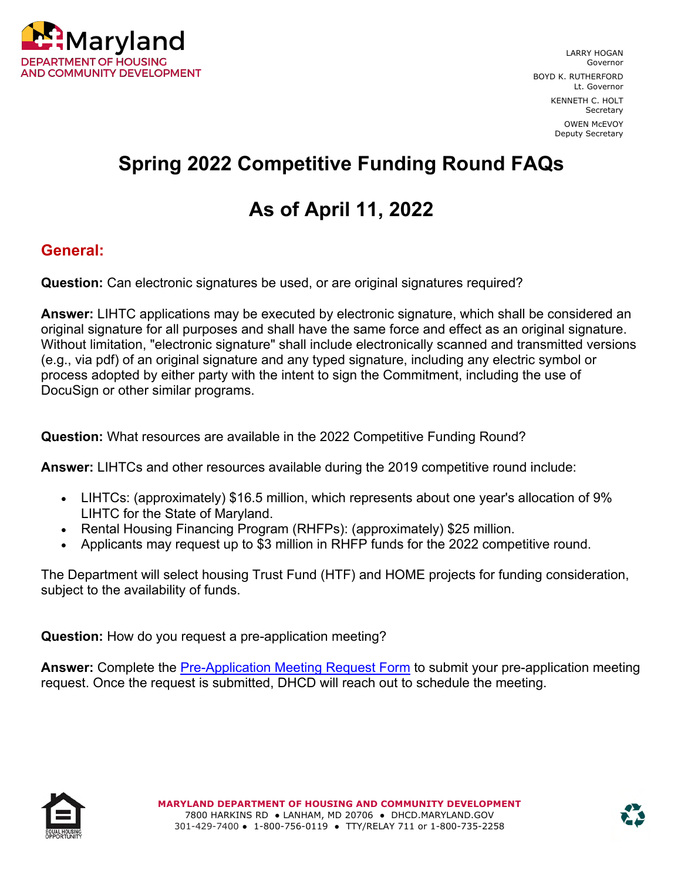Maryland
DEPARTMENT OF HOUSING AND COMMUNITY DEVELOPMENT

LARRY HOGAN
Governor

BOYD K. RUTHERFORD
Lt. Governor

KENNETH C. HOLT
Secretary

OWEN McEVOY
Deputy Secretary

# Spring 2022 Competitive Funding Round FAQs

# As of April 11, 2022

## General:

**Question:** Can electronic signatures be used, or are original signatures required?

**Answer:** LIHTC applications may be executed by electronic signature, which shall be considered an original signature for all purposes and shall have the same force and effect as an original signature. Without limitation, "electronic signature" shall include electronically scanned and transmitted versions (e.g., via pdf) of an original signature and any typed signature, including any electric symbol or process adopted by either party with the intent to sign the Commitment, including the use of DocuSign or other similar programs.

**Question:** What resources are available in the 2022 Competitive Funding Round?

**Answer:** LIHTCs and other resources available during the 2019 competitive round include:

- LIHTCs: (approximately) $16.5 million, which represents about one year's allocation of 9% LIHTC for the State of Maryland.
- Rental Housing Financing Program (RHFPs): (approximately) $25 million.
- Applicants may request up to $3 million in RHFP funds for the 2022 competitive round.

The Department will select housing Trust Fund (HTF) and HOME projects for funding consideration, subject to the availability of funds.

**Question:** How do you request a pre-application meeting?

**Answer:** Complete the Pre-Application Meeting Request Form to submit your pre-application meeting request. Once the request is submitted, DHCD will reach out to schedule the meeting.

MARYLAND DEPARTMENT OF HOUSING AND COMMUNITY DEVELOPMENT
7800 HARKINS RD ● LANHAM, MD 20706 ● DHCD.MARYLAND.GOV
301-429-7400 ● 1-800-756-0119 ● TTY/RELAY 711 or 1-800-735-2258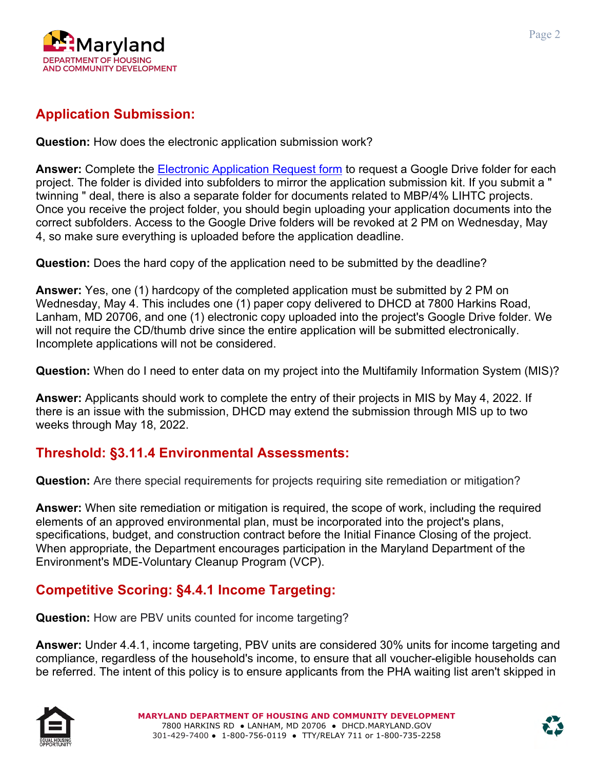## Application Submission:

**Question:** How does the electronic application submission work?

**Answer:** Complete the [Electronic Application Request form] to request a Google Drive folder for each project. The folder is divided into subfolders to mirror the application submission kit. If you submit a " twinning " deal, there is also a separate folder for documents related to MBP/4% LIHTC projects. Once you receive the project folder, you should begin uploading your application documents into the correct subfolders. Access to the Google Drive folders will be revoked at 2 PM on Wednesday, May 4, so make sure everything is uploaded before the application deadline.

**Question:** Does the hard copy of the application need to be submitted by the deadline?

**Answer:** Yes, one (1) hardcopy of the completed application must be submitted by 2 PM on Wednesday, May 4. This includes one (1) paper copy delivered to DHCD at 7800 Harkins Road, Lanham, MD 20706, and one (1) electronic copy uploaded into the project's Google Drive folder. We will not require the CD/thumb drive since the entire application will be submitted electronically. Incomplete applications will not be considered.

**Question:** When do I need to enter data on my project into the Multifamily Information System (MIS)?

**Answer:** Applicants should work to complete the entry of their projects in MIS by May 4, 2022. If there is an issue with the submission, DHCD may extend the submission through MIS up to two weeks through May 18, 2022.

## Threshold: §3.11.4 Environmental Assessments:

**Question:** Are there special requirements for projects requiring site remediation or mitigation?

**Answer:** When site remediation or mitigation is required, the scope of work, including the required elements of an approved environmental plan, must be incorporated into the project's plans, specifications, budget, and construction contract before the Initial Finance Closing of the project. When appropriate, the Department encourages participation in the Maryland Department of the Environment's MDE-Voluntary Cleanup Program (VCP).

## Competitive Scoring: §4.4.1 Income Targeting:

**Question:** How are PBV units counted for income targeting?

**Answer:** Under 4.4.1, income targeting, PBV units are considered 30% units for income targeting and compliance, regardless of the household's income, to ensure that all voucher-eligible households can be referred. The intent of this policy is to ensure applicants from the PHA waiting list aren't skipped in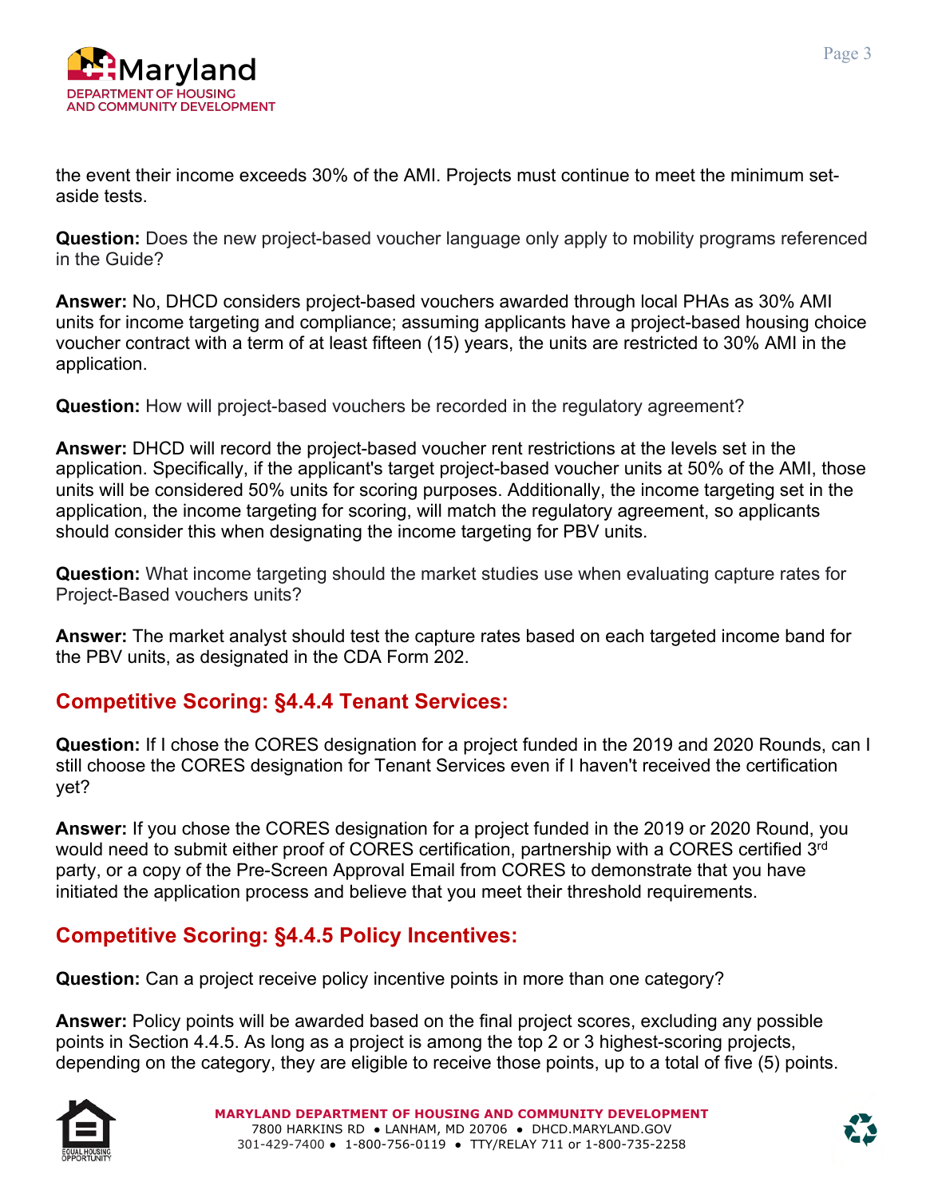the event their income exceeds 30% of the AMI. Projects must continue to meet the minimum set-aside tests.

**Question:** Does the new project-based voucher language only apply to mobility programs referenced in the Guide?

**Answer:** No, DHCD considers project-based vouchers awarded through local PHAs as 30% AMI units for income targeting and compliance; assuming applicants have a project-based housing choice voucher contract with a term of at least fifteen (15) years, the units are restricted to 30% AMI in the application.

**Question:** How will project-based vouchers be recorded in the regulatory agreement?

**Answer:** DHCD will record the project-based voucher rent restrictions at the levels set in the application. Specifically, if the applicant's target project-based voucher units at 50% of the AMI, those units will be considered 50% units for scoring purposes. Additionally, the income targeting set in the application, the income targeting for scoring, will match the regulatory agreement, so applicants should consider this when designating the income targeting for PBV units.

**Question:** What income targeting should the market studies use when evaluating capture rates for Project-Based vouchers units?

**Answer:** The market analyst should test the capture rates based on each targeted income band for the PBV units, as designated in the CDA Form 202.

## Competitive Scoring: §4.4.4 Tenant Services:

**Question:** If I chose the CORES designation for a project funded in the 2019 and 2020 Rounds, can I still choose the CORES designation for Tenant Services even if I haven't received the certification yet?

**Answer:** If you chose the CORES designation for a project funded in the 2019 or 2020 Round, you would need to submit either proof of CORES certification, partnership with a CORES certified 3rd party, or a copy of the Pre-Screen Approval Email from CORES to demonstrate that you have initiated the application process and believe that you meet their threshold requirements.

## Competitive Scoring: §4.4.5 Policy Incentives:

**Question:** Can a project receive policy incentive points in more than one category?

**Answer:** Policy points will be awarded based on the final project scores, excluding any possible points in Section 4.4.5. As long as a project is among the top 2 or 3 highest-scoring projects, depending on the category, they are eligible to receive those points, up to a total of five (5) points.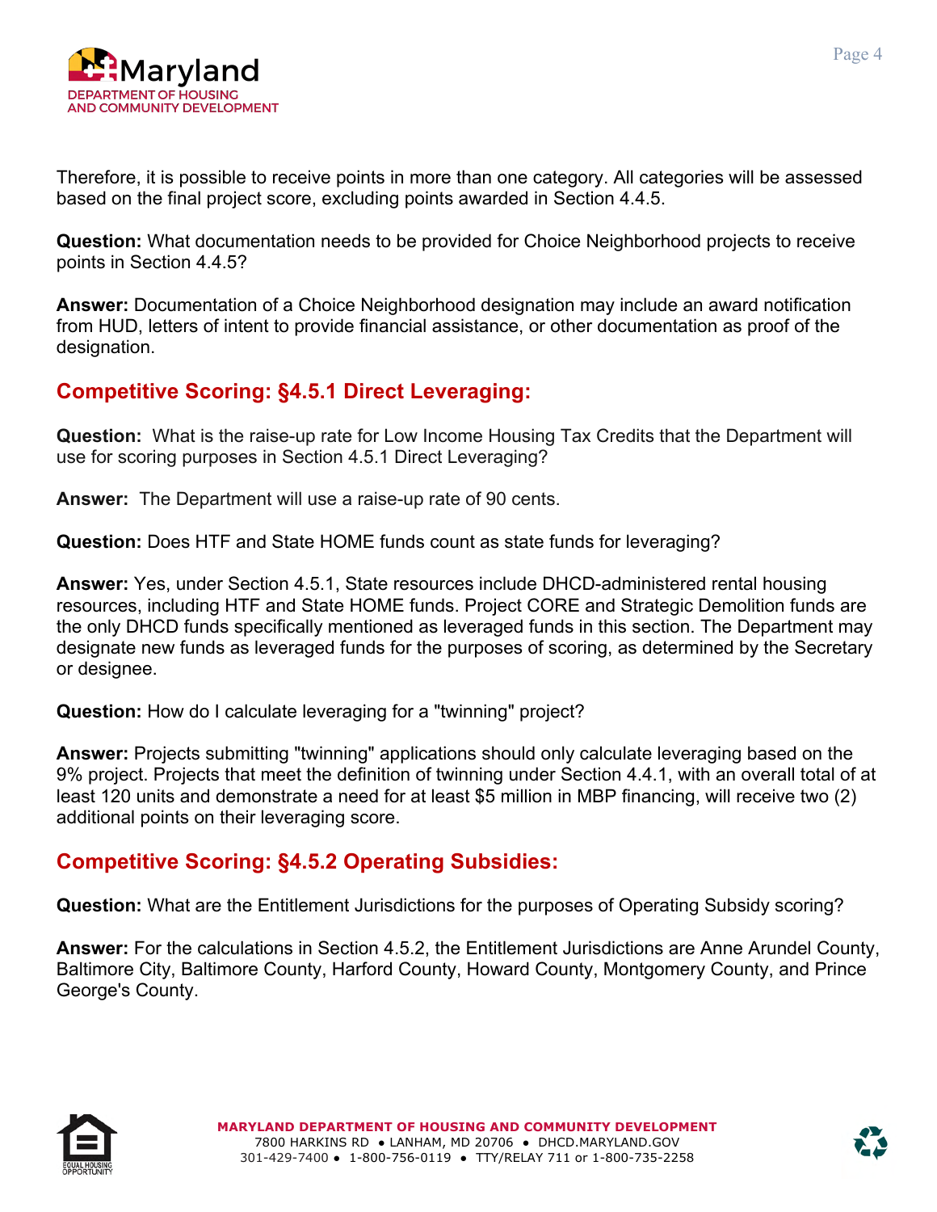Therefore, it is possible to receive points in more than one category. All categories will be assessed based on the final project score, excluding points awarded in Section 4.4.5.

**Question:** What documentation needs to be provided for Choice Neighborhood projects to receive points in Section 4.4.5?

**Answer:** Documentation of a Choice Neighborhood designation may include an award notification from HUD, letters of intent to provide financial assistance, or other documentation as proof of the designation.

## Competitive Scoring: §4.5.1 Direct Leveraging:

**Question:** What is the raise-up rate for Low Income Housing Tax Credits that the Department will use for scoring purposes in Section 4.5.1 Direct Leveraging?

**Answer:** The Department will use a raise-up rate of 90 cents.

**Question:** Does HTF and State HOME funds count as state funds for leveraging?

**Answer:** Yes, under Section 4.5.1, State resources include DHCD-administered rental housing resources, including HTF and State HOME funds. Project CORE and Strategic Demolition funds are the only DHCD funds specifically mentioned as leveraged funds in this section. The Department may designate new funds as leveraged funds for the purposes of scoring, as determined by the Secretary or designee.

**Question:** How do I calculate leveraging for a "twinning" project?

**Answer:** Projects submitting "twinning" applications should only calculate leveraging based on the 9% project. Projects that meet the definition of twinning under Section 4.4.1, with an overall total of at least 120 units and demonstrate a need for at least $5 million in MBP financing, will receive two (2) additional points on their leveraging score.

## Competitive Scoring: §4.5.2 Operating Subsidies:

**Question:** What are the Entitlement Jurisdictions for the purposes of Operating Subsidy scoring?

**Answer:** For the calculations in Section 4.5.2, the Entitlement Jurisdictions are Anne Arundel County, Baltimore City, Baltimore County, Harford County, Howard County, Montgomery County, and Prince George's County.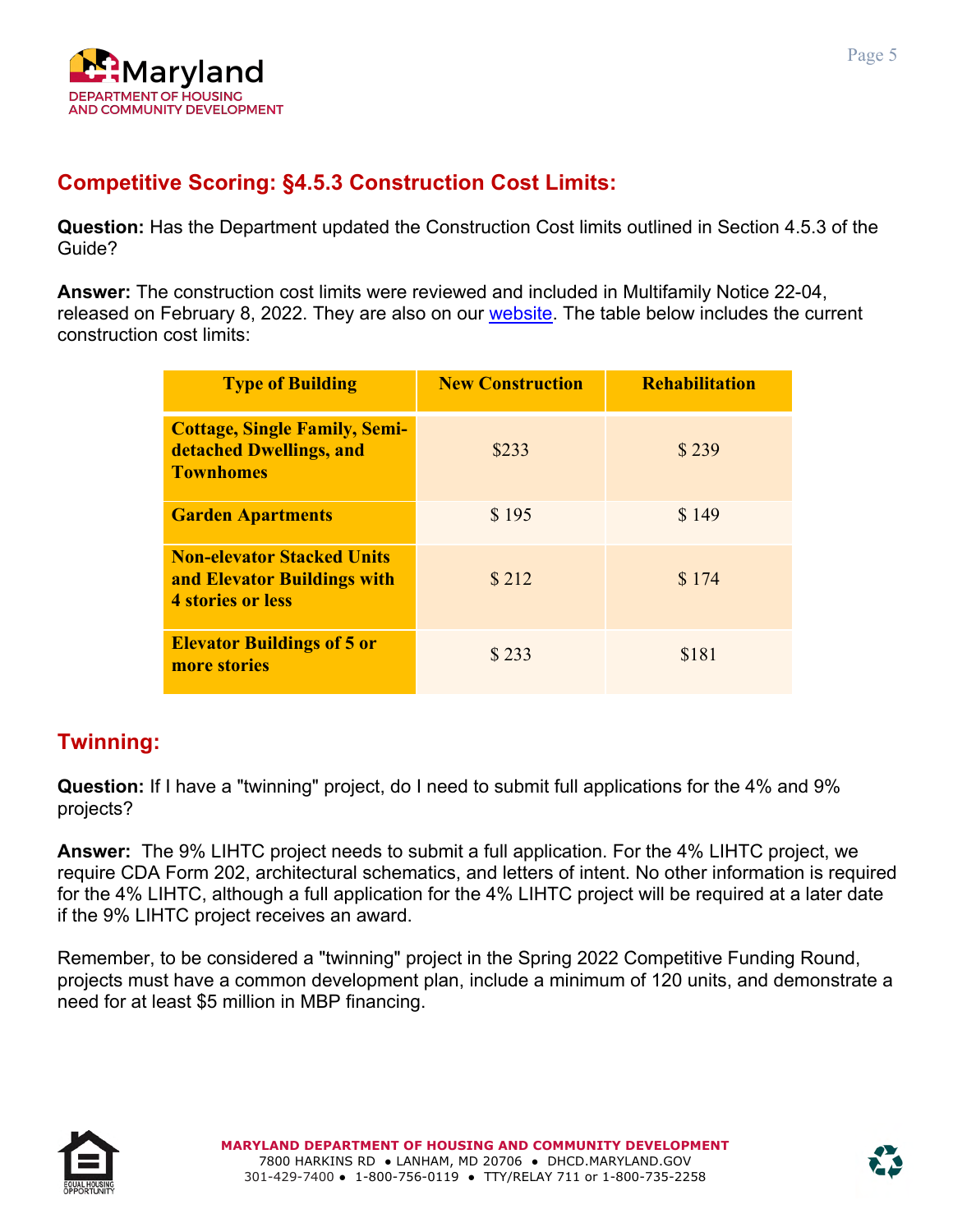## Competitive Scoring: §4.5.3 Construction Cost Limits:

**Question:** Has the Department updated the Construction Cost limits outlined in Section 4.5.3 of the Guide?

**Answer:** The construction cost limits were reviewed and included in Multifamily Notice 22-04, released on February 8, 2022. They are also on our website. The table below includes the current construction cost limits:

| Type of Building | New Construction | Rehabilitation |
|---|---|---|
| **Cottage, Single Family, Semi-detached Dwellings, and Townhomes** | $233 | $ 239 |
| **Garden Apartments** | $ 195 | $ 149 |
| **Non-elevator Stacked Units and Elevator Buildings with 4 stories or less** | $ 212 | $ 174 |
| **Elevator Buildings of 5 or more stories** | $ 233 | $181 |

## Twinning:

**Question:** If I have a "twinning" project, do I need to submit full applications for the 4% and 9% projects?

**Answer:** The 9% LIHTC project needs to submit a full application. For the 4% LIHTC project, we require CDA Form 202, architectural schematics, and letters of intent. No other information is required for the 4% LIHTC, although a full application for the 4% LIHTC project will be required at a later date if the 9% LIHTC project receives an award.

Remember, to be considered a "twinning" project in the Spring 2022 Competitive Funding Round, projects must have a common development plan, include a minimum of 120 units, and demonstrate a need for at least $5 million in MBP financing.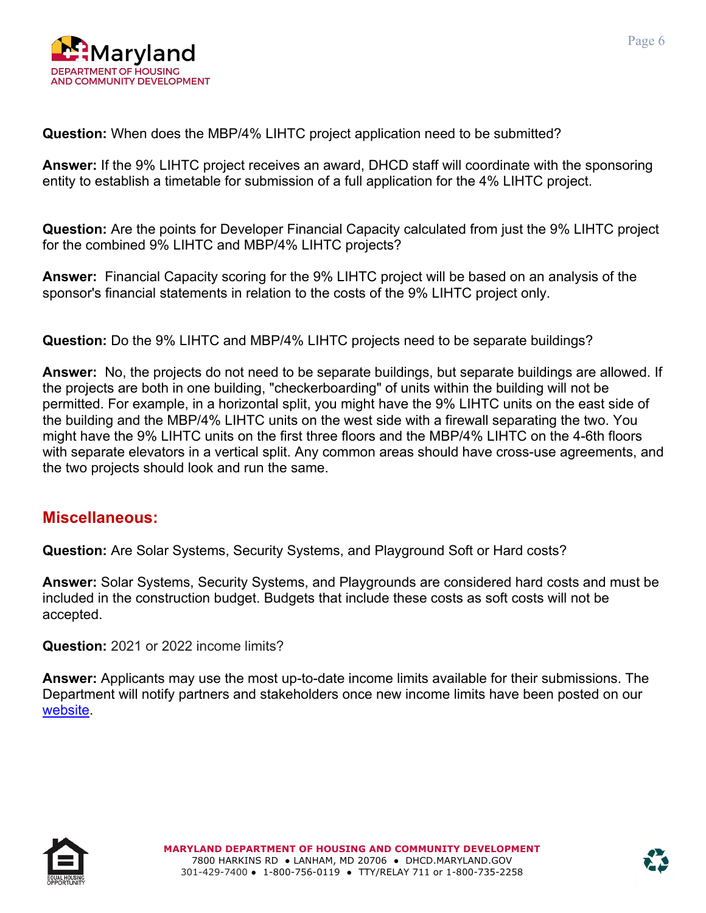**Question:** When does the MBP/4% LIHTC project application need to be submitted?

**Answer:** If the 9% LIHTC project receives an award, DHCD staff will coordinate with the sponsoring entity to establish a timetable for submission of a full application for the 4% LIHTC project.

**Question:** Are the points for Developer Financial Capacity calculated from just the 9% LIHTC project for the combined 9% LIHTC and MBP/4% LIHTC projects?

**Answer:** Financial Capacity scoring for the 9% LIHTC project will be based on an analysis of the sponsor's financial statements in relation to the costs of the 9% LIHTC project only.

**Question:** Do the 9% LIHTC and MBP/4% LIHTC projects need to be separate buildings?

**Answer:** No, the projects do not need to be separate buildings, but separate buildings are allowed. If the projects are both in one building, "checkerboarding" of units within the building will not be permitted. For example, in a horizontal split, you might have the 9% LIHTC units on the east side of the building and the MBP/4% LIHTC units on the west side with a firewall separating the two. You might have the 9% LIHTC units on the first three floors and the MBP/4% LIHTC on the 4-6th floors with separate elevators in a vertical split. Any common areas should have cross-use agreements, and the two projects should look and run the same.

## Miscellaneous:

**Question:** Are Solar Systems, Security Systems, and Playground Soft or Hard costs?

**Answer:** Solar Systems, Security Systems, and Playgrounds are considered hard costs and must be included in the construction budget. Budgets that include these costs as soft costs will not be accepted.

**Question:** 2021 or 2022 income limits?

**Answer:** Applicants may use the most up-to-date income limits available for their submissions. The Department will notify partners and stakeholders once new income limits have been posted on our website.